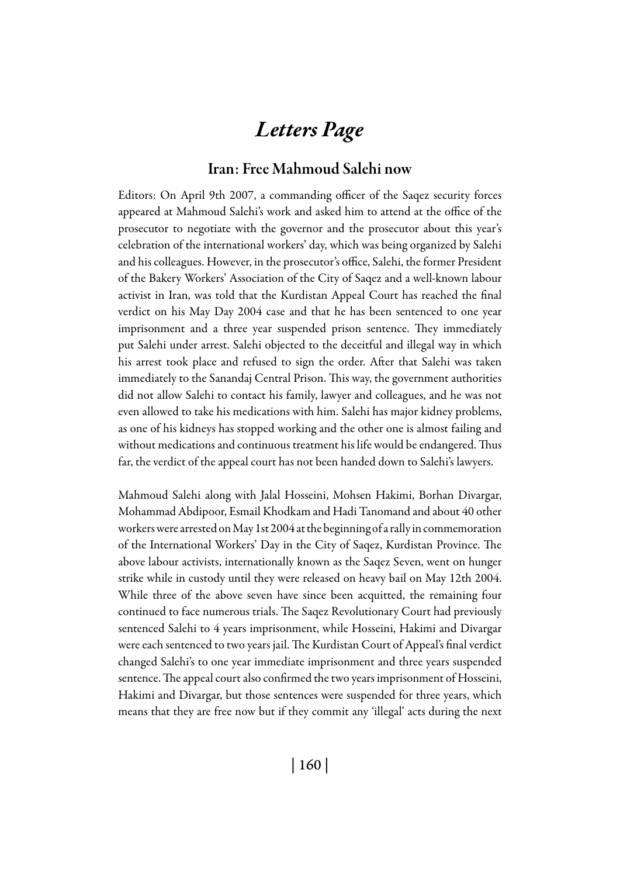# *Letters Page*

## Iran: Free Mahmoud Salehi now

Editors: On April 9th 2007, a commanding officer of the Saqez security forces appeared at Mahmoud Salehi's work and asked him to attend at the office of the prosecutor to negotiate with the governor and the prosecutor about this year's celebration of the international workers' day, which was being organized by Salehi and his colleagues. However, in the prosecutor's office, Salehi, the former President of the Bakery Workers' Association of the City of Saqez and a well-known labour activist in Iran, was told that the Kurdistan Appeal Court has reached the final verdict on his May Day 2004 case and that he has been sentenced to one year imprisonment and a three year suspended prison sentence. They immediately put Salehi under arrest. Salehi objected to the deceitful and illegal way in which his arrest took place and refused to sign the order. After that Salehi was taken immediately to the Sanandaj Central Prison. This way, the government authorities did not allow Salehi to contact his family, lawyer and colleagues, and he was not even allowed to take his medications with him. Salehi has major kidney problems, as one of his kidneys has stopped working and the other one is almost failing and without medications and continuous treatment his life would be endangered. Thus far, the verdict of the appeal court has not been handed down to Salehi's lawyers.

Mahmoud Salehi along with Jalal Hosseini, Mohsen Hakimi, Borhan Divargar, Mohammad Abdipoor, Esmail Khodkam and Hadi Tanomand and about 40 other workers were arrested on May 1st 2004 at the beginning of a rally in commemoration of the International Workers' Day in the City of Saqez, Kurdistan Province. The above labour activists, internationally known as the Saqez Seven, went on hunger strike while in custody until they were released on heavy bail on May 12th 2004. While three of the above seven have since been acquitted, the remaining four continued to face numerous trials. The Saqez Revolutionary Court had previously sentenced Salehi to 4 years imprisonment, while Hosseini, Hakimi and Divargar were each sentenced to two years jail. The Kurdistan Court of Appeal's final verdict changed Salehi's to one year immediate imprisonment and three years suspended sentence. The appeal court also confirmed the two years imprisonment of Hosseini, Hakimi and Divargar, but those sentences were suspended for three years, which means that they are free now but if they commit any 'illegal' acts during the next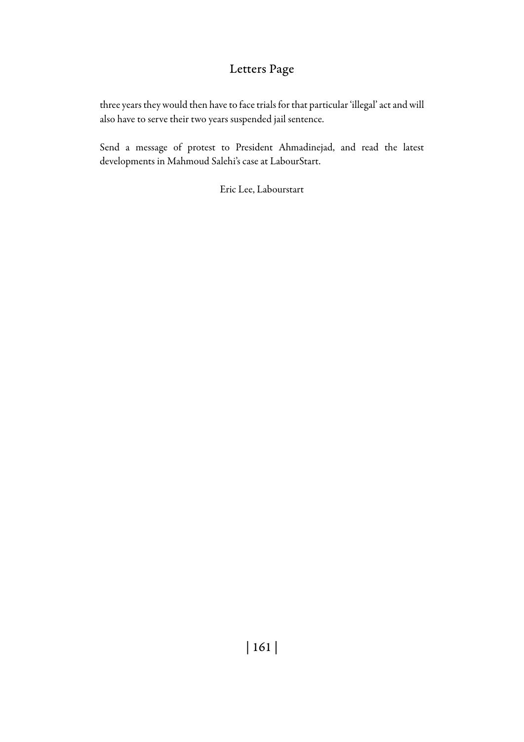three years they would then have to face trials for that particular 'illegal' act and will also have to serve their two years suspended jail sentence.

Send a message of protest to President Ahmadinejad, and read the latest developments in Mahmoud Salehi's case at LabourStart.

Eric Lee, Labourstart